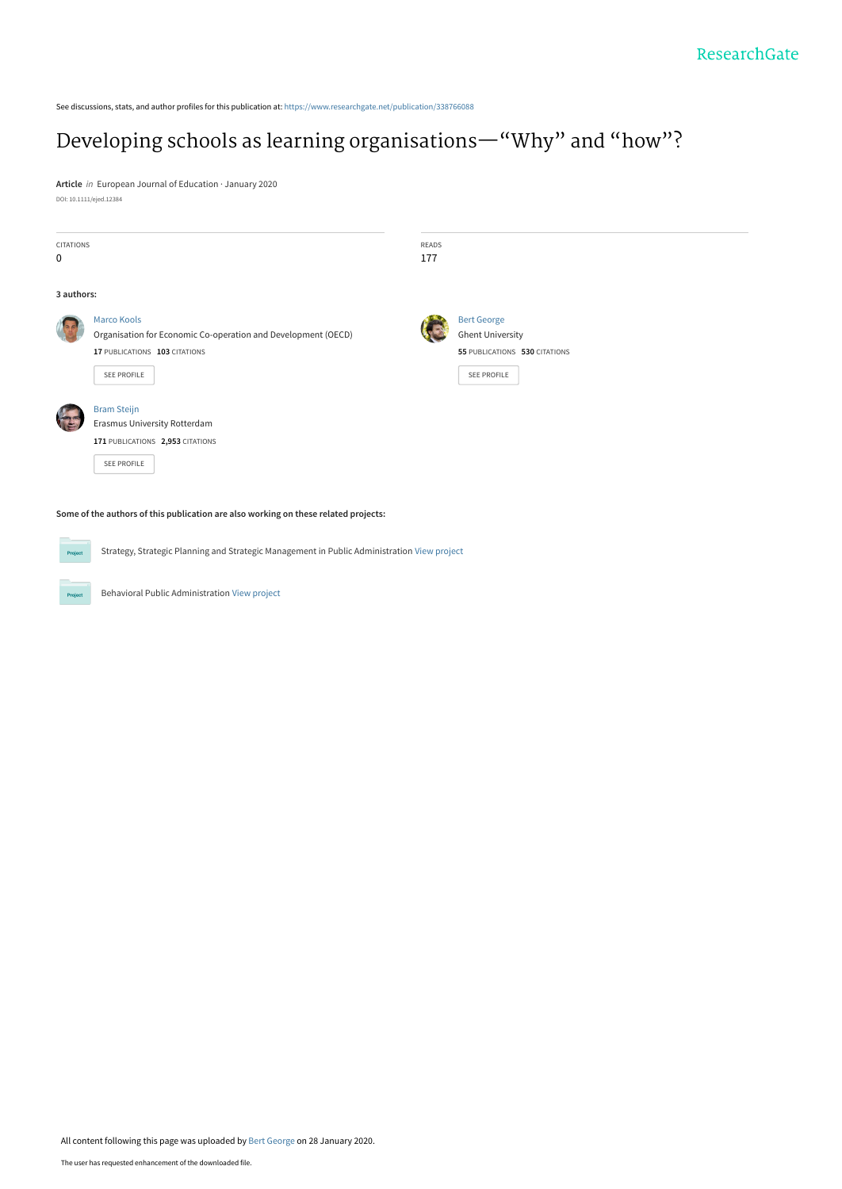ResearchGate

See discussions, stats, and author profiles for this publication at: https://www.researchgate.net/publication/338766088

# Developing schools as learning organisations—"Why" and "how"?

**Article** *in* European Journal of Education · January 2020

DOI: 10.1111/ejed.12384

| CITATIONS | READS |
|---|---|
| 0 | 177 |

**3 authors:**

**Marco Kools**
Organisation for Economic Co-operation and Development (OECD)
**17** PUBLICATIONS **103** CITATIONS
SEE PROFILE

**Bert George**
Ghent University
**55** PUBLICATIONS **530** CITATIONS
SEE PROFILE

**Bram Steijn**
Erasmus University Rotterdam
**171** PUBLICATIONS **2,953** CITATIONS
SEE PROFILE

**Some of the authors of this publication are also working on these related projects:**

Project: Strategy, Strategic Planning and Strategic Management in Public Administration View project

Project: Behavioral Public Administration View project

All content following this page was uploaded by Bert George on 28 January 2020.

The user has requested enhancement of the downloaded file.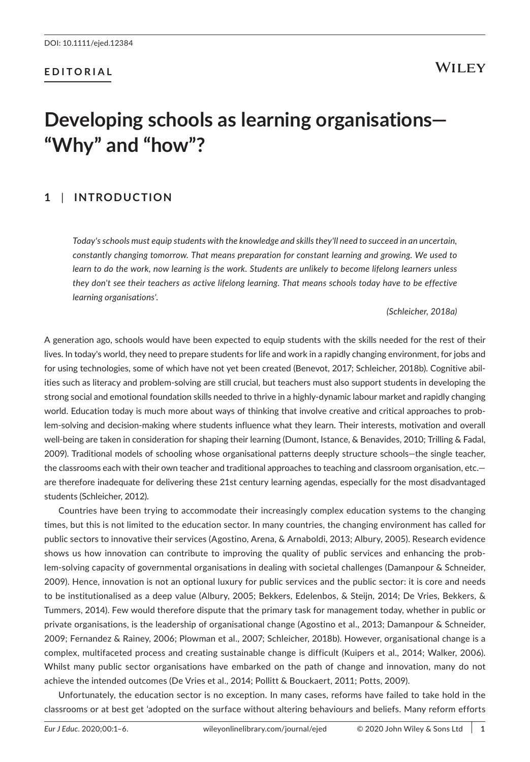EDITORIAL

# Developing schools as learning organisations—"Why" and "how"?

## 1 | INTRODUCTION

> *Today's schools must equip students with the knowledge and skills they'll need to succeed in an uncertain, constantly changing tomorrow. That means preparation for constant learning and growing. We used to learn to do the work, now learning is the work. Students are unlikely to become lifelong learners unless they don't see their teachers as active lifelong learning. That means schools today have to be effective learning organisations'.*
>
> *(Schleicher, 2018a)*

A generation ago, schools would have been expected to equip students with the skills needed for the rest of their lives. In today's world, they need to prepare students for life and work in a rapidly changing environment, for jobs and for using technologies, some of which have not yet been created (Benevot, 2017; Schleicher, 2018b). Cognitive abilities such as literacy and problem-solving are still crucial, but teachers must also support students in developing the strong social and emotional foundation skills needed to thrive in a highly-dynamic labour market and rapidly changing world. Education today is much more about ways of thinking that involve creative and critical approaches to problem-solving and decision-making where students influence what they learn. Their interests, motivation and overall well-being are taken in consideration for shaping their learning (Dumont, Istance, & Benavides, 2010; Trilling & Fadal, 2009). Traditional models of schooling whose organisational patterns deeply structure schools—the single teacher, the classrooms each with their own teacher and traditional approaches to teaching and classroom organisation, etc.—are therefore inadequate for delivering these 21st century learning agendas, especially for the most disadvantaged students (Schleicher, 2012).

Countries have been trying to accommodate their increasingly complex education systems to the changing times, but this is not limited to the education sector. In many countries, the changing environment has called for public sectors to innovative their services (Agostino, Arena, & Arnaboldi, 2013; Albury, 2005). Research evidence shows us how innovation can contribute to improving the quality of public services and enhancing the problem-solving capacity of governmental organisations in dealing with societal challenges (Damanpour & Schneider, 2009). Hence, innovation is not an optional luxury for public services and the public sector: it is core and needs to be institutionalised as a deep value (Albury, 2005; Bekkers, Edelenbos, & Steijn, 2014; De Vries, Bekkers, & Tummers, 2014). Few would therefore dispute that the primary task for management today, whether in public or private organisations, is the leadership of organisational change (Agostino et al., 2013; Damanpour & Schneider, 2009; Fernandez & Rainey, 2006; Plowman et al., 2007; Schleicher, 2018b). However, organisational change is a complex, multifaceted process and creating sustainable change is difficult (Kuipers et al., 2014; Walker, 2006). Whilst many public sector organisations have embarked on the path of change and innovation, many do not achieve the intended outcomes (De Vries et al., 2014; Pollitt & Bouckaert, 2011; Potts, 2009).

Unfortunately, the education sector is no exception. In many cases, reforms have failed to take hold in the classrooms or at best get 'adopted on the surface without altering behaviours and beliefs. Many reform efforts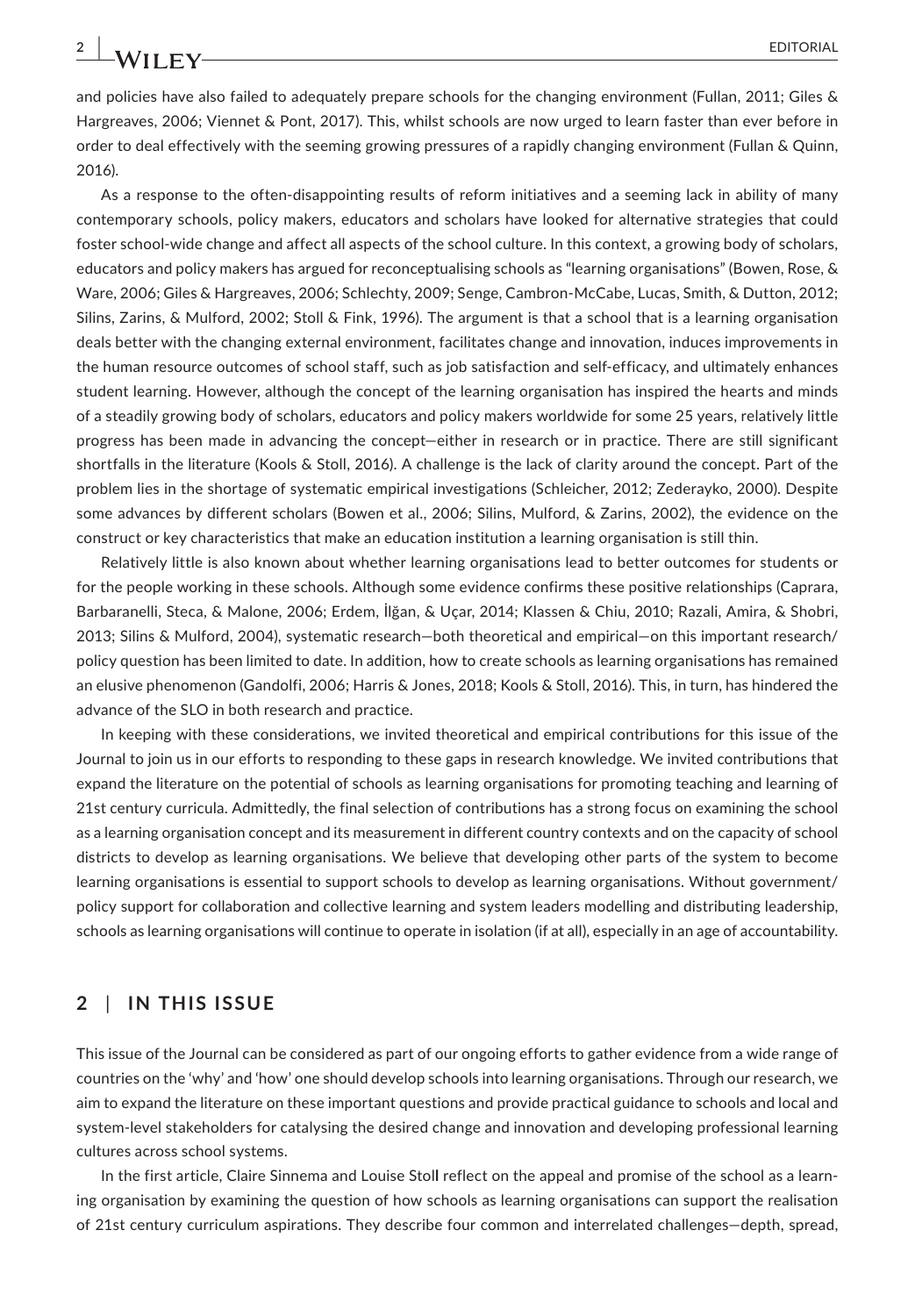and policies have also failed to adequately prepare schools for the changing environment (Fullan, 2011; Giles & Hargreaves, 2006; Viennet & Pont, 2017). This, whilst schools are now urged to learn faster than ever before in order to deal effectively with the seeming growing pressures of a rapidly changing environment (Fullan & Quinn, 2016).

As a response to the often-disappointing results of reform initiatives and a seeming lack in ability of many contemporary schools, policy makers, educators and scholars have looked for alternative strategies that could foster school-wide change and affect all aspects of the school culture. In this context, a growing body of scholars, educators and policy makers has argued for reconceptualising schools as "learning organisations" (Bowen, Rose, & Ware, 2006; Giles & Hargreaves, 2006; Schlechty, 2009; Senge, Cambron-McCabe, Lucas, Smith, & Dutton, 2012; Silins, Zarins, & Mulford, 2002; Stoll & Fink, 1996). The argument is that a school that is a learning organisation deals better with the changing external environment, facilitates change and innovation, induces improvements in the human resource outcomes of school staff, such as job satisfaction and self-efficacy, and ultimately enhances student learning. However, although the concept of the learning organisation has inspired the hearts and minds of a steadily growing body of scholars, educators and policy makers worldwide for some 25 years, relatively little progress has been made in advancing the concept—either in research or in practice. There are still significant shortfalls in the literature (Kools & Stoll, 2016). A challenge is the lack of clarity around the concept. Part of the problem lies in the shortage of systematic empirical investigations (Schleicher, 2012; Zederayko, 2000). Despite some advances by different scholars (Bowen et al., 2006; Silins, Mulford, & Zarins, 2002), the evidence on the construct or key characteristics that make an education institution a learning organisation is still thin.

Relatively little is also known about whether learning organisations lead to better outcomes for students or for the people working in these schools. Although some evidence confirms these positive relationships (Caprara, Barbaranelli, Steca, & Malone, 2006; Erdem, İlğan, & Uçar, 2014; Klassen & Chiu, 2010; Razali, Amira, & Shobri, 2013; Silins & Mulford, 2004), systematic research—both theoretical and empirical—on this important research/policy question has been limited to date. In addition, how to create schools as learning organisations has remained an elusive phenomenon (Gandolfi, 2006; Harris & Jones, 2018; Kools & Stoll, 2016). This, in turn, has hindered the advance of the SLO in both research and practice.

In keeping with these considerations, we invited theoretical and empirical contributions for this issue of the Journal to join us in our efforts to responding to these gaps in research knowledge. We invited contributions that expand the literature on the potential of schools as learning organisations for promoting teaching and learning of 21st century curricula. Admittedly, the final selection of contributions has a strong focus on examining the school as a learning organisation concept and its measurement in different country contexts and on the capacity of school districts to develop as learning organisations. We believe that developing other parts of the system to become learning organisations is essential to support schools to develop as learning organisations. Without government/policy support for collaboration and collective learning and system leaders modelling and distributing leadership, schools as learning organisations will continue to operate in isolation (if at all), especially in an age of accountability.

## 2 | IN THIS ISSUE

This issue of the Journal can be considered as part of our ongoing efforts to gather evidence from a wide range of countries on the 'why' and 'how' one should develop schools into learning organisations. Through our research, we aim to expand the literature on these important questions and provide practical guidance to schools and local and system-level stakeholders for catalysing the desired change and innovation and developing professional learning cultures across school systems.

In the first article, Claire Sinnema and Louise Stoll reflect on the appeal and promise of the school as a learning organisation by examining the question of how schools as learning organisations can support the realisation of 21st century curriculum aspirations. They describe four common and interrelated challenges—depth, spread,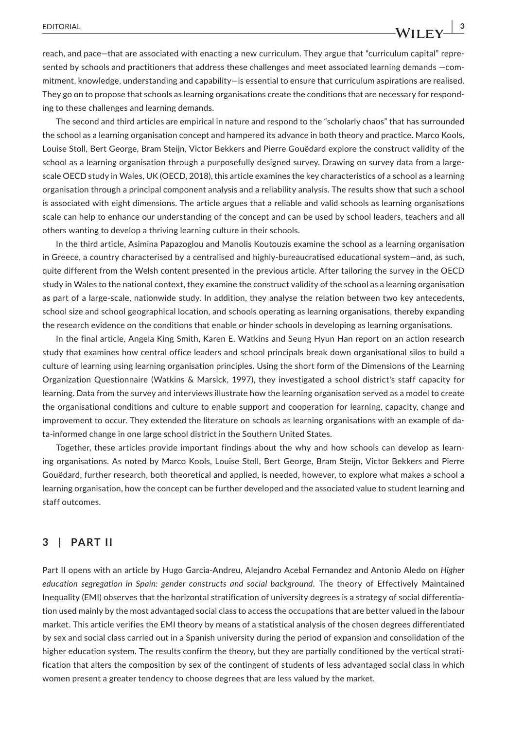reach, and pace—that are associated with enacting a new curriculum. They argue that "curriculum capital" represented by schools and practitioners that address these challenges and meet associated learning demands —commitment, knowledge, understanding and capability—is essential to ensure that curriculum aspirations are realised. They go on to propose that schools as learning organisations create the conditions that are necessary for responding to these challenges and learning demands.

The second and third articles are empirical in nature and respond to the "scholarly chaos" that has surrounded the school as a learning organisation concept and hampered its advance in both theory and practice. Marco Kools, Louise Stoll, Bert George, Bram Steijn, Victor Bekkers and Pierre Gouëdard explore the construct validity of the school as a learning organisation through a purposefully designed survey. Drawing on survey data from a large-scale OECD study in Wales, UK (OECD, 2018), this article examines the key characteristics of a school as a learning organisation through a principal component analysis and a reliability analysis. The results show that such a school is associated with eight dimensions. The article argues that a reliable and valid schools as learning organisations scale can help to enhance our understanding of the concept and can be used by school leaders, teachers and all others wanting to develop a thriving learning culture in their schools.

In the third article, Asimina Papazoglou and Manolis Koutouzis examine the school as a learning organisation in Greece, a country characterised by a centralised and highly-bureaucratised educational system—and, as such, quite different from the Welsh content presented in the previous article. After tailoring the survey in the OECD study in Wales to the national context, they examine the construct validity of the school as a learning organisation as part of a large-scale, nationwide study. In addition, they analyse the relation between two key antecedents, school size and school geographical location, and schools operating as learning organisations, thereby expanding the research evidence on the conditions that enable or hinder schools in developing as learning organisations.

In the final article, Angela King Smith, Karen E. Watkins and Seung Hyun Han report on an action research study that examines how central office leaders and school principals break down organisational silos to build a culture of learning using learning organisation principles. Using the short form of the Dimensions of the Learning Organization Questionnaire (Watkins & Marsick, 1997), they investigated a school district's staff capacity for learning. Data from the survey and interviews illustrate how the learning organisation served as a model to create the organisational conditions and culture to enable support and cooperation for learning, capacity, change and improvement to occur. They extended the literature on schools as learning organisations with an example of data-informed change in one large school district in the Southern United States.

Together, these articles provide important findings about the why and how schools can develop as learning organisations. As noted by Marco Kools, Louise Stoll, Bert George, Bram Steijn, Victor Bekkers and Pierre Gouëdard, further research, both theoretical and applied, is needed, however, to explore what makes a school a learning organisation, how the concept can be further developed and the associated value to student learning and staff outcomes.

## 3 | PART II

Part II opens with an article by Hugo Garcia-Andreu, Alejandro Acebal Fernandez and Antonio Aledo on *Higher education segregation in Spain: gender constructs and social background.* The theory of Effectively Maintained Inequality (EMI) observes that the horizontal stratification of university degrees is a strategy of social differentiation used mainly by the most advantaged social class to access the occupations that are better valued in the labour market. This article verifies the EMI theory by means of a statistical analysis of the chosen degrees differentiated by sex and social class carried out in a Spanish university during the period of expansion and consolidation of the higher education system. The results confirm the theory, but they are partially conditioned by the vertical stratification that alters the composition by sex of the contingent of students of less advantaged social class in which women present a greater tendency to choose degrees that are less valued by the market.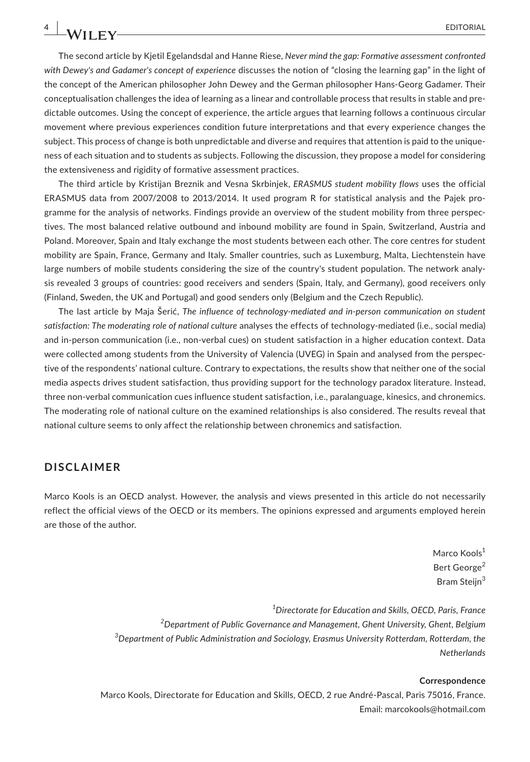The second article by Kjetil Egelandsdal and Hanne Riese, *Never mind the gap: Formative assessment confronted with Dewey's and Gadamer's concept of experience* discusses the notion of "closing the learning gap" in the light of the concept of the American philosopher John Dewey and the German philosopher Hans-Georg Gadamer. Their conceptualisation challenges the idea of learning as a linear and controllable process that results in stable and predictable outcomes. Using the concept of experience, the article argues that learning follows a continuous circular movement where previous experiences condition future interpretations and that every experience changes the subject. This process of change is both unpredictable and diverse and requires that attention is paid to the uniqueness of each situation and to students as subjects. Following the discussion, they propose a model for considering the extensiveness and rigidity of formative assessment practices.

The third article by Kristijan Breznik and Vesna Skrbinjek, *ERASMUS student mobility flows* uses the official ERASMUS data from 2007/2008 to 2013/2014. It used program R for statistical analysis and the Pajek programme for the analysis of networks. Findings provide an overview of the student mobility from three perspectives. The most balanced relative outbound and inbound mobility are found in Spain, Switzerland, Austria and Poland. Moreover, Spain and Italy exchange the most students between each other. The core centres for student mobility are Spain, France, Germany and Italy. Smaller countries, such as Luxemburg, Malta, Liechtenstein have large numbers of mobile students considering the size of the country's student population. The network analysis revealed 3 groups of countries: good receivers and senders (Spain, Italy, and Germany), good receivers only (Finland, Sweden, the UK and Portugal) and good senders only (Belgium and the Czech Republic).

The last article by Maja Šerić, *The influence of technology-mediated and in-person communication on student satisfaction: The moderating role of national culture* analyses the effects of technology-mediated (i.e., social media) and in-person communication (i.e., non-verbal cues) on student satisfaction in a higher education context. Data were collected among students from the University of Valencia (UVEG) in Spain and analysed from the perspective of the respondents' national culture. Contrary to expectations, the results show that neither one of the social media aspects drives student satisfaction, thus providing support for the technology paradox literature. Instead, three non-verbal communication cues influence student satisfaction, i.e., paralanguage, kinesics, and chronemics. The moderating role of national culture on the examined relationships is also considered. The results reveal that national culture seems to only affect the relationship between chronemics and satisfaction.

## DISCLAIMER

Marco Kools is an OECD analyst. However, the analysis and views presented in this article do not necessarily reflect the official views of the OECD or its members. The opinions expressed and arguments employed herein are those of the author.

Marco Kools[1]
Bert George[2]
Bram Steijn[3]

*[1]Directorate for Education and Skills, OECD, Paris, France*
*[2]Department of Public Governance and Management, Ghent University, Ghent, Belgium*
*[3]Department of Public Administration and Sociology, Erasmus University Rotterdam, Rotterdam, the Netherlands*

**Correspondence**

Marco Kools, Directorate for Education and Skills, OECD, 2 rue André-Pascal, Paris 75016, France.
Email: marcokools@hotmail.com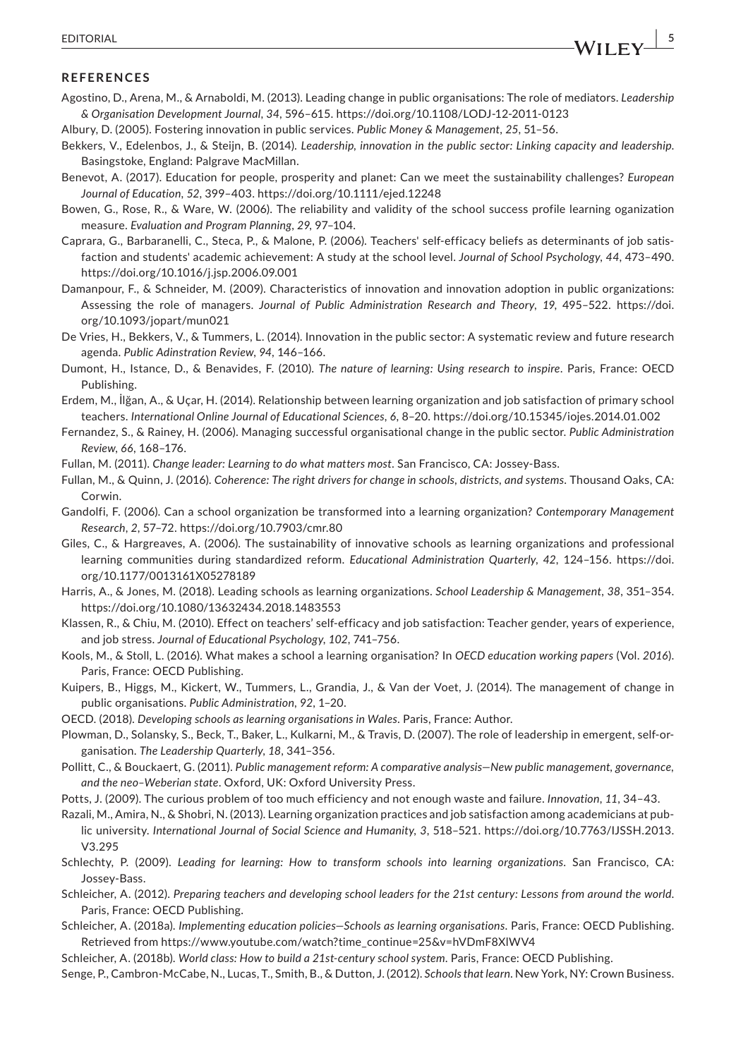## REFERENCES

Agostino, D., Arena, M., & Arnaboldi, M. (2013). Leading change in public organisations: The role of mediators. *Leadership & Organisation Development Journal*, *34*, 596–615. https://doi.org/10.1108/LODJ-12-2011-0123

Albury, D. (2005). Fostering innovation in public services. *Public Money & Management*, *25*, 51–56.

Bekkers, V., Edelenbos, J., & Steijn, B. (2014). *Leadership, innovation in the public sector: Linking capacity and leadership*. Basingstoke, England: Palgrave MacMillan.

Benevot, A. (2017). Education for people, prosperity and planet: Can we meet the sustainability challenges? *European Journal of Education*, *52*, 399–403. https://doi.org/10.1111/ejed.12248

Bowen, G., Rose, R., & Ware, W. (2006). The reliability and validity of the school success profile learning oganization measure. *Evaluation and Program Planning*, *29*, 97–104.

Caprara, G., Barbaranelli, C., Steca, P., & Malone, P. (2006). Teachers' self-efficacy beliefs as determinants of job satisfaction and students' academic achievement: A study at the school level. *Journal of School Psychology*, *44*, 473–490. https://doi.org/10.1016/j.jsp.2006.09.001

Damanpour, F., & Schneider, M. (2009). Characteristics of innovation and innovation adoption in public organizations: Assessing the role of managers. *Journal of Public Administration Research and Theory*, *19*, 495–522. https://doi.org/10.1093/jopart/mun021

De Vries, H., Bekkers, V., & Tummers, L. (2014). Innovation in the public sector: A systematic review and future research agenda. *Public Adinstration Review*, *94*, 146–166.

Dumont, H., Istance, D., & Benavides, F. (2010). *The nature of learning: Using research to inspire*. Paris, France: OECD Publishing.

Erdem, M., İlğan, A., & Uçar, H. (2014). Relationship between learning organization and job satisfaction of primary school teachers. *International Online Journal of Educational Sciences*, *6*, 8–20. https://doi.org/10.15345/iojes.2014.01.002

Fernandez, S., & Rainey, H. (2006). Managing successful organisational change in the public sector. *Public Administration Review*, *66*, 168–176.

Fullan, M. (2011). *Change leader: Learning to do what matters most*. San Francisco, CA: Jossey-Bass.

Fullan, M., & Quinn, J. (2016). *Coherence: The right drivers for change in schools, districts, and systems*. Thousand Oaks, CA: Corwin.

Gandolfi, F. (2006). Can a school organization be transformed into a learning organization? *Contemporary Management Research*, *2*, 57–72. https://doi.org/10.7903/cmr.80

Giles, C., & Hargreaves, A. (2006). The sustainability of innovative schools as learning organizations and professional learning communities during standardized reform. *Educational Administration Quarterly*, *42*, 124–156. https://doi.org/10.1177/0013161X05278189

Harris, A., & Jones, M. (2018). Leading schools as learning organizations. *School Leadership & Management*, *38*, 351–354. https://doi.org/10.1080/13632434.2018.1483553

Klassen, R., & Chiu, M. (2010). Effect on teachers' self-efficacy and job satisfaction: Teacher gender, years of experience, and job stress. *Journal of Educational Psychology*, *102*, 741–756.

Kools, M., & Stoll, L. (2016). What makes a school a learning organisation? In *OECD education working papers* (Vol. *2016*). Paris, France: OECD Publishing.

Kuipers, B., Higgs, M., Kickert, W., Tummers, L., Grandia, J., & Van der Voet, J. (2014). The management of change in public organisations. *Public Administration*, *92*, 1–20.

OECD. (2018). *Developing schools as learning organisations in Wales*. Paris, France: Author.

Plowman, D., Solansky, S., Beck, T., Baker, L., Kulkarni, M., & Travis, D. (2007). The role of leadership in emergent, self-organisation. *The Leadership Quarterly*, *18*, 341–356.

Pollitt, C., & Bouckaert, G. (2011). *Public management reform: A comparative analysis—New public management, governance, and the neo–Weberian state*. Oxford, UK: Oxford University Press.

Potts, J. (2009). The curious problem of too much efficiency and not enough waste and failure. *Innovation*, *11*, 34–43.

Razali, M., Amira, N., & Shobri, N. (2013). Learning organization practices and job satisfaction among academicians at public university. *International Journal of Social Science and Humanity*, *3*, 518–521. https://doi.org/10.7763/IJSSH.2013.V3.295

Schlechty, P. (2009). *Leading for learning: How to transform schools into learning organizations*. San Francisco, CA: Jossey-Bass.

Schleicher, A. (2012). *Preparing teachers and developing school leaders for the 21st century: Lessons from around the world*. Paris, France: OECD Publishing.

Schleicher, A. (2018a). *Implementing education policies—Schools as learning organisations*. Paris, France: OECD Publishing. Retrieved from https://www.youtube.com/watch?time_continue=25&v=hVDmF8XlWV4

Schleicher, A. (2018b). *World class: How to build a 21st-century school system*. Paris, France: OECD Publishing.

Senge, P., Cambron-McCabe, N., Lucas, T., Smith, B., & Dutton, J. (2012). *Schools that learn*. New York, NY: Crown Business.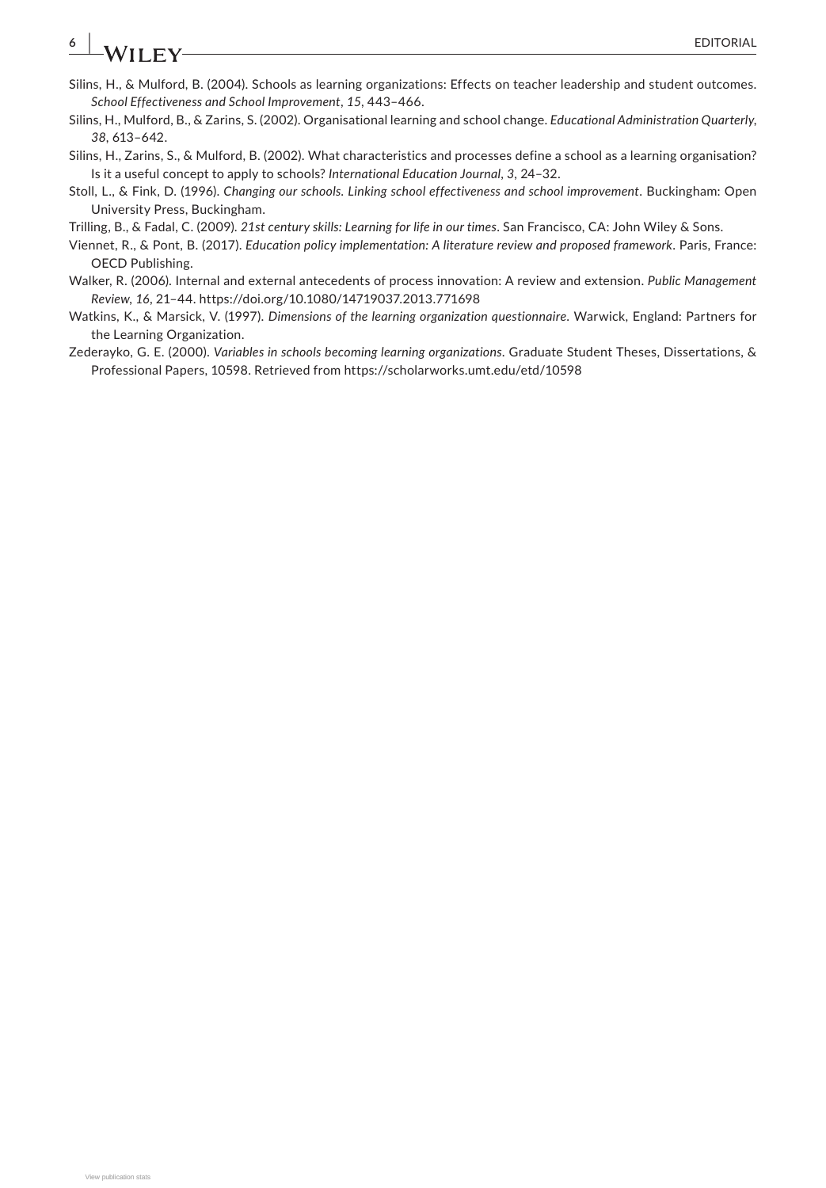Silins, H., & Mulford, B. (2004). Schools as learning organizations: Effects on teacher leadership and student outcomes. *School Effectiveness and School Improvement*, *15*, 443–466.

Silins, H., Mulford, B., & Zarins, S. (2002). Organisational learning and school change. *Educational Administration Quarterly*, *38*, 613–642.

Silins, H., Zarins, S., & Mulford, B. (2002). What characteristics and processes define a school as a learning organisation? Is it a useful concept to apply to schools? *International Education Journal*, *3*, 24–32.

Stoll, L., & Fink, D. (1996). *Changing our schools. Linking school effectiveness and school improvement*. Buckingham: Open University Press, Buckingham.

Trilling, B., & Fadal, C. (2009). *21st century skills: Learning for life in our times*. San Francisco, CA: John Wiley & Sons.

Viennet, R., & Pont, B. (2017). *Education policy implementation: A literature review and proposed framework*. Paris, France: OECD Publishing.

Walker, R. (2006). Internal and external antecedents of process innovation: A review and extension. *Public Management Review*, *16*, 21–44. https://doi.org/10.1080/14719037.2013.771698

Watkins, K., & Marsick, V. (1997). *Dimensions of the learning organization questionnaire*. Warwick, England: Partners for the Learning Organization.

Zederayko, G. E. (2000). *Variables in schools becoming learning organizations*. Graduate Student Theses, Dissertations, & Professional Papers, 10598. Retrieved from https://scholarworks.umt.edu/etd/10598